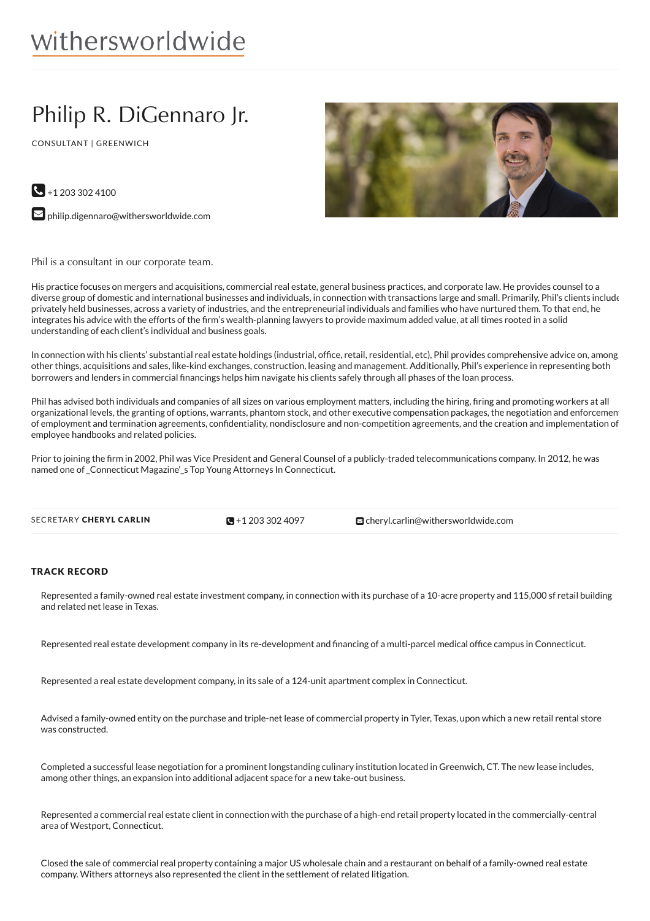withersworldwide

# Philip R. DiGennaro Jr.

CONSULTANT | GREENWICH

+1 203 302 4100

philip.digennaro@withersworldwide.com

Phil is a consultant in our corporate team.

His practice focuses on mergers and acquisitions, commercial real estate, general business practices, and corporate law. He provides counsel to a diverse group of domestic and international businesses and individuals, in connection with transactions large and small. Primarily, Phil's clients include privately held businesses, across a variety of industries, and the entrepreneurial individuals and families who have nurtured them. To that end, he integrates his advice with the efforts of the firm's wealth-planning lawyers to provide maximum added value, at all times rooted in a solid understanding of each client's individual and business goals.

In connection with his clients' substantial real estate holdings (industrial, office, retail, residential, etc), Phil provides comprehensive advice on, among other things, acquisitions and sales, like-kind exchanges, construction, leasing and management. Additionally, Phil's experience in representing both borrowers and lenders in commercial financings helps him navigate his clients safely through all phases of the loan process.

Phil has advised both individuals and companies of all sizes on various employment matters, including the hiring, firing and promoting workers at all organizational levels, the granting of options, warrants, phantom stock, and other executive compensation packages, the negotiation and enforcement of employment and termination agreements, confidentiality, nondisclosure and non-competition agreements, and the creation and implementation of employee handbooks and related policies.

Prior to joining the firm in 2002, Phil was Vice President and General Counsel of a publicly-traded telecommunications company. In 2012, he was named one of _Connecticut Magazine'_s Top Young Attorneys In Connecticut.

SECRETARY **CHERYL CARLIN** +1 203 302 4097 cheryl.carlin@withersworldwide.com

## TRACK RECORD

Represented a family-owned real estate investment company, in connection with its purchase of a 10-acre property and 115,000 sf retail building and related net lease in Texas.

Represented real estate development company in its re-development and financing of a multi-parcel medical office campus in Connecticut.

Represented a real estate development company, in its sale of a 124-unit apartment complex in Connecticut.

Advised a family-owned entity on the purchase and triple-net lease of commercial property in Tyler, Texas, upon which a new retail rental store was constructed.

Completed a successful lease negotiation for a prominent longstanding culinary institution located in Greenwich, CT. The new lease includes, among other things, an expansion into additional adjacent space for a new take-out business.

Represented a commercial real estate client in connection with the purchase of a high-end retail property located in the commercially-central area of Westport, Connecticut.

Closed the sale of commercial real property containing a major US wholesale chain and a restaurant on behalf of a family-owned real estate company. Withers attorneys also represented the client in the settlement of related litigation.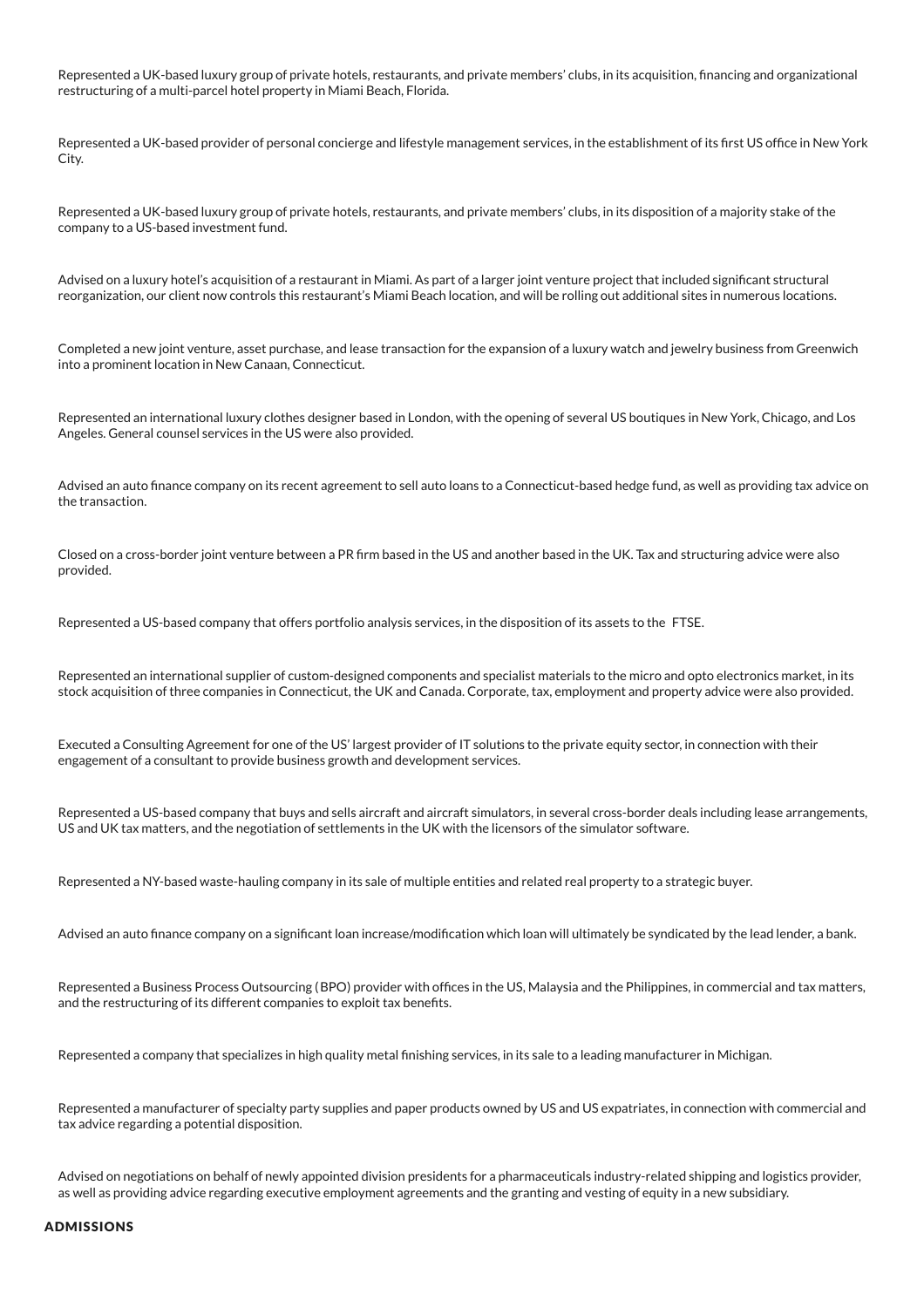Represented a UK-based luxury group of private hotels, restaurants, and private members' clubs, in its acquisition, financing and organizational restructuring of a multi-parcel hotel property in Miami Beach, Florida.

Represented a UK-based provider of personal concierge and lifestyle management services, in the establishment of its first US office in New York City.

Represented a UK-based luxury group of private hotels, restaurants, and private members' clubs, in its disposition of a majority stake of the company to a US-based investment fund.

Advised on a luxury hotel's acquisition of a restaurant in Miami. As part of a larger joint venture project that included significant structural reorganization, our client now controls this restaurant's Miami Beach location, and will be rolling out additional sites in numerous locations.

Completed a new joint venture, asset purchase, and lease transaction for the expansion of a luxury watch and jewelry business from Greenwich into a prominent location in New Canaan, Connecticut.

Represented an international luxury clothes designer based in London, with the opening of several US boutiques in New York, Chicago, and Los Angeles. General counsel services in the US were also provided.

Advised an auto finance company on its recent agreement to sell auto loans to a Connecticut-based hedge fund, as well as providing tax advice on the transaction.

Closed on a cross-border joint venture between a PR firm based in the US and another based in the UK. Tax and structuring advice were also provided.

Represented a US-based company that offers portfolio analysis services, in the disposition of its assets to the FTSE.

Represented an international supplier of custom-designed components and specialist materials to the micro and opto electronics market, in its stock acquisition of three companies in Connecticut, the UK and Canada. Corporate, tax, employment and property advice were also provided.

Executed a Consulting Agreement for one of the US' largest provider of IT solutions to the private equity sector, in connection with their engagement of a consultant to provide business growth and development services.

Represented a US-based company that buys and sells aircraft and aircraft simulators, in several cross-border deals including lease arrangements, US and UK tax matters, and the negotiation of settlements in the UK with the licensors of the simulator software.

Represented a NY-based waste-hauling company in its sale of multiple entities and related real property to a strategic buyer.

Advised an auto finance company on a significant loan increase/modification which loan will ultimately be syndicated by the lead lender, a bank.

Represented a Business Process Outsourcing (BPO) provider with offices in the US, Malaysia and the Philippines, in commercial and tax matters, and the restructuring of its different companies to exploit tax benefits.

Represented a company that specializes in high quality metal finishing services, in its sale to a leading manufacturer in Michigan.

Represented a manufacturer of specialty party supplies and paper products owned by US and US expatriates, in connection with commercial and tax advice regarding a potential disposition.

Advised on negotiations on behalf of newly appointed division presidents for a pharmaceuticals industry-related shipping and logistics provider, as well as providing advice regarding executive employment agreements and the granting and vesting of equity in a new subsidiary.

## ADMISSIONS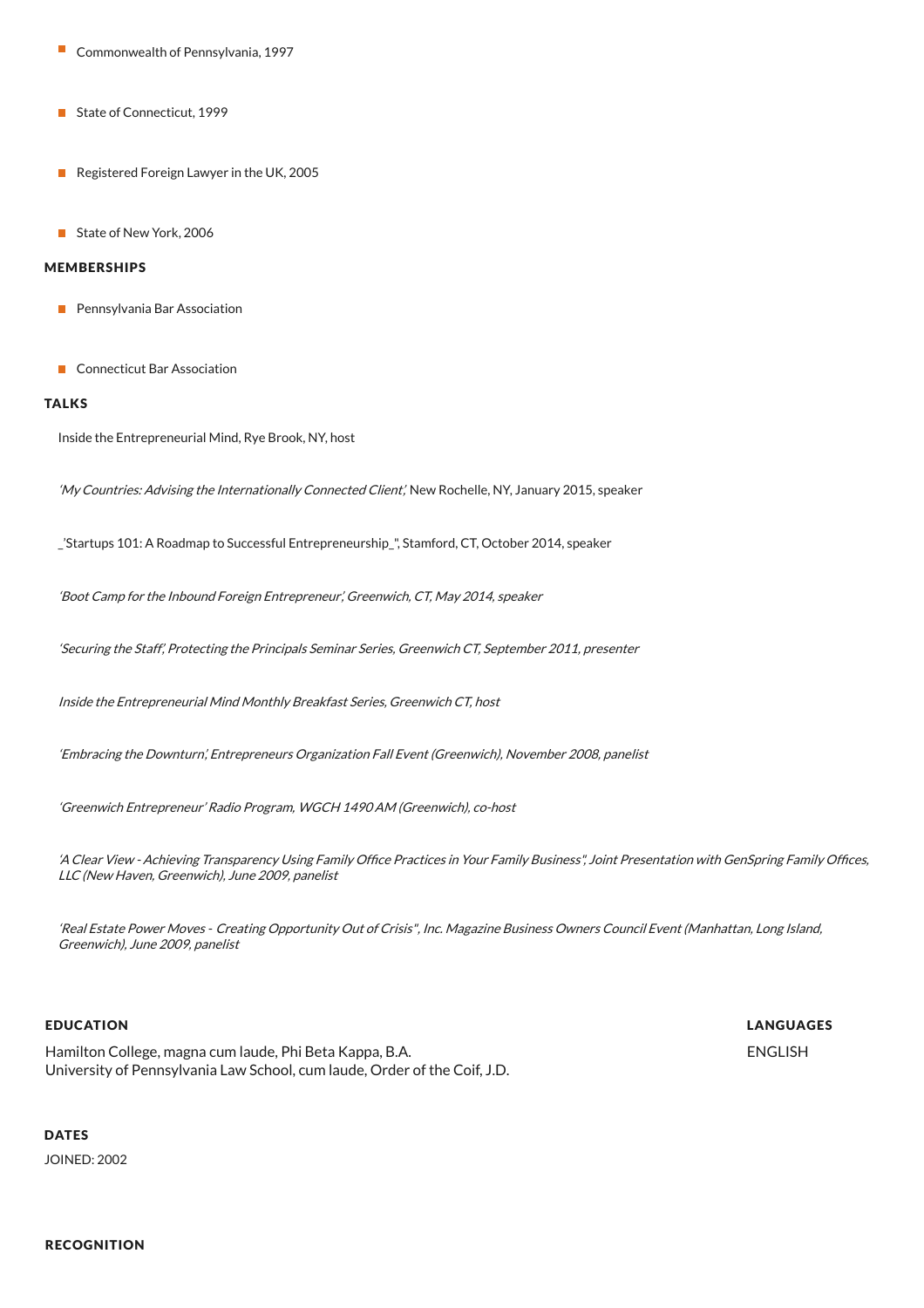- Commonwealth of Pennsylvania, 1997
- State of Connecticut, 1999
- Registered Foreign Lawyer in the UK, 2005
- State of New York, 2006

## MEMBERSHIPS

- Pennsylvania Bar Association
- Connecticut Bar Association

## TALKS

Inside the Entrepreneurial Mind, Rye Brook, NY, host

*'My Countries: Advising the Internationally Connected Client',* New Rochelle, NY, January 2015, speaker

_'Startups 101: A Roadmap to Successful Entrepreneurship_", Stamford, CT, October 2014, speaker

*'Boot Camp for the Inbound Foreign Entrepreneur', Greenwich, CT, May 2014, speaker*

*'Securing the Staff,' Protecting the Principals Seminar Series, Greenwich CT, September 2011, presenter*

*Inside the Entrepreneurial Mind Monthly Breakfast Series, Greenwich CT, host*

*'Embracing the Downturn,' Entrepreneurs Organization Fall Event (Greenwich), November 2008, panelist*

*'Greenwich Entrepreneur' Radio Program, WGCH 1490 AM (Greenwich), co-host*

*'A Clear View - Achieving Transparency Using Family Office Practices in Your Family Business", Joint Presentation with GenSpring Family Offices, LLC (New Haven, Greenwich), June 2009, panelist*

*'Real Estate Power Moves - Creating Opportunity Out of Crisis", Inc. Magazine Business Owners Council Event (Manhattan, Long Island, Greenwich), June 2009, panelist*

## EDUCATION

Hamilton College, magna cum laude, Phi Beta Kappa, B.A.
University of Pennsylvania Law School, cum laude, Order of the Coif, J.D.

## LANGUAGES

ENGLISH

## DATES

JOINED: 2002

## RECOGNITION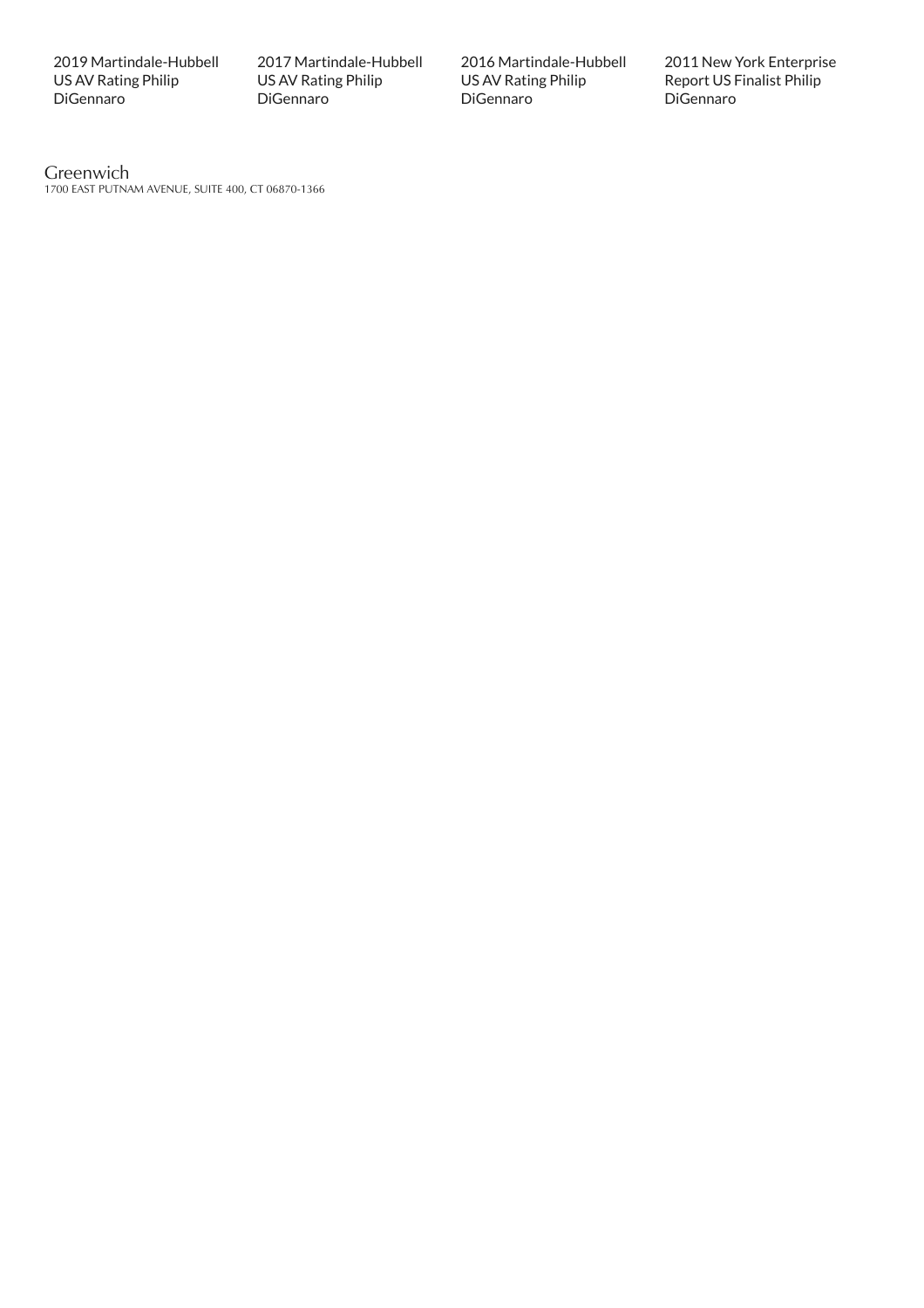2019 Martindale-Hubbell US AV Rating Philip DiGennaro

2017 Martindale-Hubbell US AV Rating Philip DiGennaro

2016 Martindale-Hubbell US AV Rating Philip DiGennaro

2011 New York Enterprise Report US Finalist Philip DiGennaro

Greenwich

1700 EAST PUTNAM AVENUE, SUITE 400, CT 06870-1366